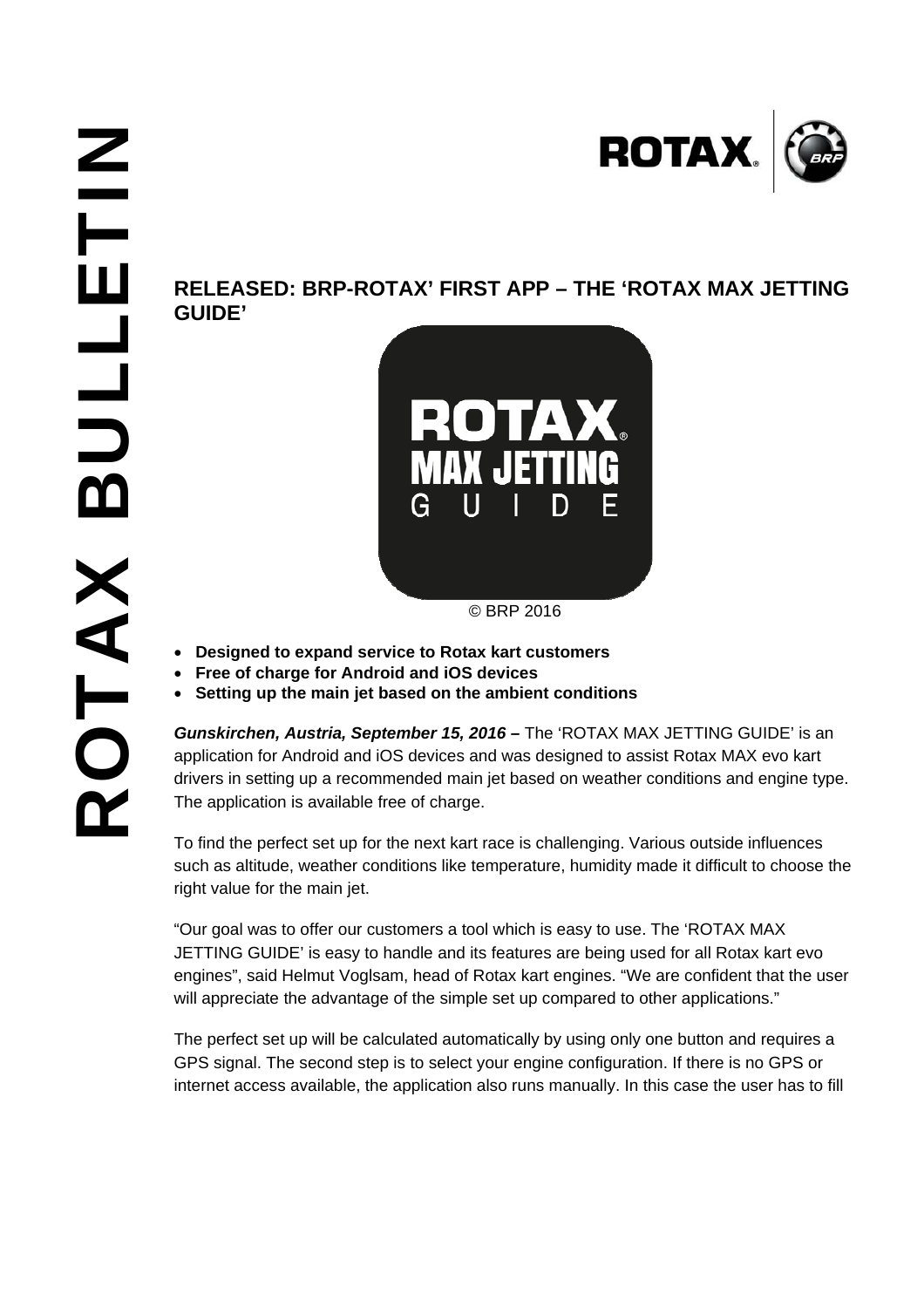# RELEASED: BRP-ROTAX' FIRST APP – THE 'ROTAX MAX JETTING GUIDE'

© BRP 2016

- **Designed to expand service to Rotax kart customers**
- **Free of charge for Android and iOS devices**
- **Setting up the main jet based on the ambient conditions**

***Gunskirchen, Austria, September 15, 2016 –*** The 'ROTAX MAX JETTING GUIDE' is an application for Android and iOS devices and was designed to assist Rotax MAX evo kart drivers in setting up a recommended main jet based on weather conditions and engine type. The application is available free of charge.

To find the perfect set up for the next kart race is challenging. Various outside influences such as altitude, weather conditions like temperature, humidity made it difficult to choose the right value for the main jet.

"Our goal was to offer our customers a tool which is easy to use. The 'ROTAX MAX JETTING GUIDE' is easy to handle and its features are being used for all Rotax kart evo engines", said Helmut Voglsam, head of Rotax kart engines. "We are confident that the user will appreciate the advantage of the simple set up compared to other applications."

The perfect set up will be calculated automatically by using only one button and requires a GPS signal. The second step is to select your engine configuration. If there is no GPS or internet access available, the application also runs manually. In this case the user has to fill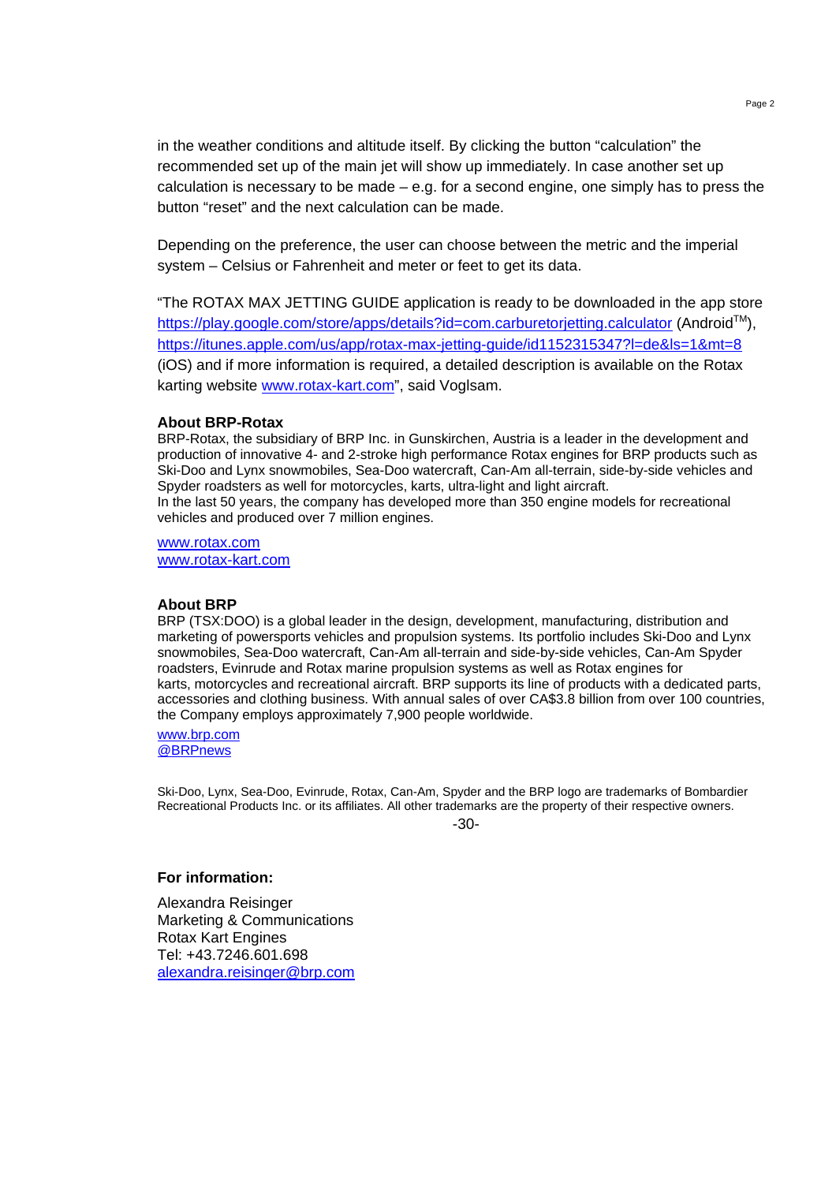in the weather conditions and altitude itself. By clicking the button "calculation" the recommended set up of the main jet will show up immediately. In case another set up calculation is necessary to be made – e.g. for a second engine, one simply has to press the button "reset" and the next calculation can be made.

Depending on the preference, the user can choose between the metric and the imperial system – Celsius or Fahrenheit and meter or feet to get its data.

"The ROTAX MAX JETTING GUIDE application is ready to be downloaded in the app store https://play.google.com/store/apps/details?id=com.carburetorjetting.calculator (Android™), https://itunes.apple.com/us/app/rotax-max-jetting-guide/id1152315347?l=de&ls=1&mt=8 (iOS) and if more information is required, a detailed description is available on the Rotax karting website www.rotax-kart.com", said Voglsam.

**About BRP-Rotax**

BRP-Rotax, the subsidiary of BRP Inc. in Gunskirchen, Austria is a leader in the development and production of innovative 4- and 2-stroke high performance Rotax engines for BRP products such as Ski-Doo and Lynx snowmobiles, Sea-Doo watercraft, Can-Am all-terrain, side-by-side vehicles and Spyder roadsters as well for motorcycles, karts, ultra-light and light aircraft.
In the last 50 years, the company has developed more than 350 engine models for recreational vehicles and produced over 7 million engines.

www.rotax.com
www.rotax-kart.com

**About BRP**

BRP (TSX:DOO) is a global leader in the design, development, manufacturing, distribution and marketing of powersports vehicles and propulsion systems. Its portfolio includes Ski-Doo and Lynx snowmobiles, Sea-Doo watercraft, Can-Am all-terrain and side-by-side vehicles, Can-Am Spyder roadsters, Evinrude and Rotax marine propulsion systems as well as Rotax engines for karts, motorcycles and recreational aircraft. BRP supports its line of products with a dedicated parts, accessories and clothing business. With annual sales of over CA$3.8 billion from over 100 countries, the Company employs approximately 7,900 people worldwide.

www.brp.com
@BRPnews

Ski-Doo, Lynx, Sea-Doo, Evinrude, Rotax, Can-Am, Spyder and the BRP logo are trademarks of Bombardier Recreational Products Inc. or its affiliates. All other trademarks are the property of their respective owners.

-30-

**For information:**

Alexandra Reisinger
Marketing & Communications
Rotax Kart Engines
Tel: +43.7246.601.698
alexandra.reisinger@brp.com